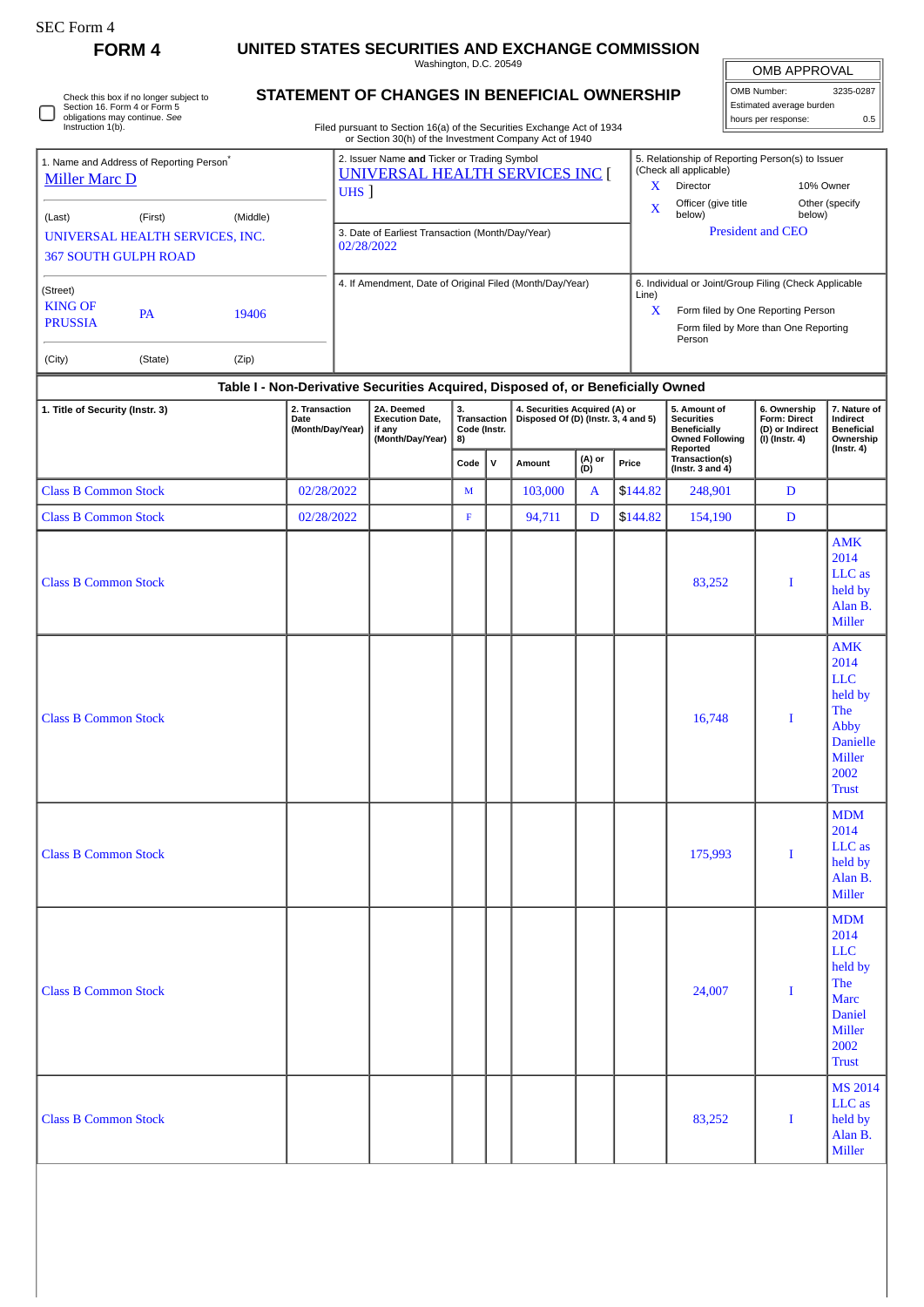SEC Form 4

**FORM 4**

# UNITED STATES SECURITIES AND EXCHANGE COMMISSION

Washington, D.C. 20549

## STATEMENT OF CHANGES IN BENEFICIAL OWNERSHIP

Filed pursuant to Section 16(a) of the Securities Exchange Act of 1934 or Section 30(h) of the Investment Company Act of 1940

| OMB APPROVAL | |
|---|---|
| OMB Number: | 3235-0287 |
| Estimated average burden | |
| hours per response: | 0.5 |

☐ Check this box if no longer subject to Section 16. Form 4 or Form 5 obligations may continue. *See* Instruction 1(b).

1. Name and Address of Reporting Person*
Miller Marc D

(Last) (First) (Middle)
UNIVERSAL HEALTH SERVICES, INC.
367 SOUTH GULPH ROAD

(Street)
KING OF PRUSSIA PA 19406

(City) (State) (Zip)

2. Issuer Name **and** Ticker or Trading Symbol
UNIVERSAL HEALTH SERVICES INC [ UHS ]

3. Date of Earliest Transaction (Month/Day/Year)
02/28/2022

4. If Amendment, Date of Original Filed (Month/Day/Year)

5. Relationship of Reporting Person(s) to Issuer (Check all applicable)
X Director
10% Owner
X Officer (give title below)
Other (specify below)
President and CEO

6. Individual or Joint/Group Filing (Check Applicable Line)
X Form filed by One Reporting Person
Form filed by More than One Reporting Person

### Table I - Non-Derivative Securities Acquired, Disposed of, or Beneficially Owned

| 1. Title of Security (Instr. 3) | 2. Transaction Date (Month/Day/Year) | 2A. Deemed Execution Date, if any (Month/Day/Year) | 3. Transaction Code (Instr. 8) | | 4. Securities Acquired (A) or Disposed Of (D) (Instr. 3, 4 and 5) | | | 5. Amount of Securities Beneficially Owned Following Reported Transaction(s) (Instr. 3 and 4) | 6. Ownership Form: Direct (D) or Indirect (I) (Instr. 4) | 7. Nature of Indirect Beneficial Ownership (Instr. 4) |
|---|---|---|---|---|---|---|---|---|---|---|
| | | | Code | V | Amount | (A) or (D) | Price | | | |
| Class B Common Stock | 02/28/2022 | | M | | 103,000 | A | $144.82 | 248,901 | D | |
| Class B Common Stock | 02/28/2022 | | F | | 94,711 | D | $144.82 | 154,190 | D | |
| Class B Common Stock | | | | | | | | 83,252 | I | AMK 2014 LLC as held by Alan B. Miller |
| Class B Common Stock | | | | | | | | 16,748 | I | AMK 2014 LLC held by The Abby Danielle Miller 2002 Trust |
| Class B Common Stock | | | | | | | | 175,993 | I | MDM 2014 LLC as held by Alan B. Miller |
| Class B Common Stock | | | | | | | | 24,007 | I | MDM 2014 LLC held by The Marc Daniel Miller 2002 Trust |
| Class B Common Stock | | | | | | | | 83,252 | I | MS 2014 LLC as held by Alan B. Miller |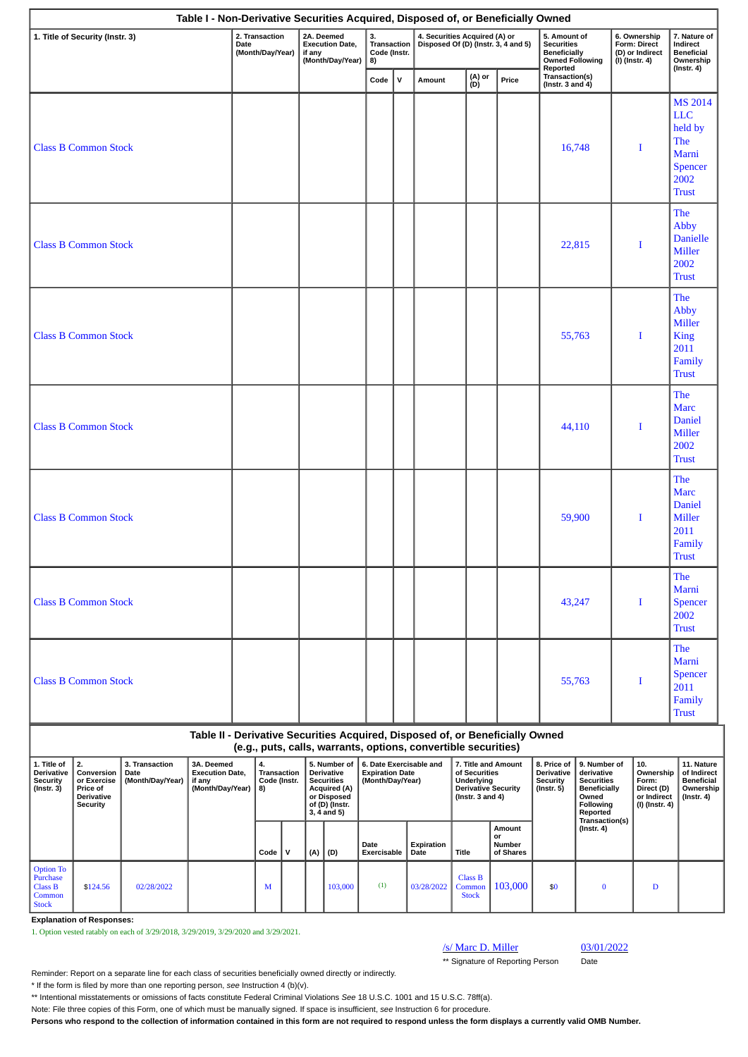## Table I - Non-Derivative Securities Acquired, Disposed of, or Beneficially Owned

| 1. Title of Security (Instr. 3) | 2. Transaction Date (Month/Day/Year) | 2A. Deemed Execution Date, if any (Month/Day/Year) | 3. Transaction Code (Instr. 8) | | 4. Securities Acquired (A) or Disposed Of (D) (Instr. 3, 4 and 5) | | | 5. Amount of Securities Beneficially Owned Following Reported Transaction(s) (Instr. 3 and 4) | 6. Ownership Form: Direct (D) or Indirect (I) (Instr. 4) | 7. Nature of Indirect Beneficial Ownership (Instr. 4) |
|---|---|---|---|---|---|---|---|---|---|---|
| | | | Code | V | Amount | (A) or (D) | Price | | | |
| Class B Common Stock | | | | | | | | 16,748 | I | MS 2014 LLC held by The Marni Spencer 2002 Trust |
| Class B Common Stock | | | | | | | | 22,815 | I | The Abby Danielle Miller 2002 Trust |
| Class B Common Stock | | | | | | | | 55,763 | I | The Abby Miller King 2011 Family Trust |
| Class B Common Stock | | | | | | | | 44,110 | I | The Marc Daniel Miller 2002 Trust |
| Class B Common Stock | | | | | | | | 59,900 | I | The Marc Daniel Miller 2011 Family Trust |
| Class B Common Stock | | | | | | | | 43,247 | I | The Marni Spencer 2002 Trust |
| Class B Common Stock | | | | | | | | 55,763 | I | The Marni Spencer 2011 Family Trust |

## Table II - Derivative Securities Acquired, Disposed of, or Beneficially Owned (e.g., puts, calls, warrants, options, convertible securities)

| 1. Title of Derivative Security (Instr. 3) | 2. Conversion or Exercise Price of Derivative Security | 3. Transaction Date (Month/Day/Year) | 3A. Deemed Execution Date, if any (Month/Day/Year) | 4. Transaction Code (Instr. 8) | | 5. Number of Derivative Securities Acquired (A) or Disposed of (D) (Instr. 3, 4 and 5) | | 6. Date Exercisable and Expiration Date (Month/Day/Year) | | 7. Title and Amount of Securities Underlying Derivative Security (Instr. 3 and 4) | | 8. Price of Derivative Security (Instr. 5) | 9. Number of derivative Securities Beneficially Owned Following Reported Transaction(s) (Instr. 4) | 10. Ownership Form: Direct (D) or Indirect (I) (Instr. 4) | 11. Nature of Indirect Beneficial Ownership (Instr. 4) |
|---|---|---|---|---|---|---|---|---|---|---|---|---|---|---|---|
| | | | | Code | V | (A) | (D) | Date Exercisable | Expiration Date | Title | Amount or Number of Shares | | | | |
| Option To Purchase Class B Common Stock | $124.56 | 02/28/2022 | | M | | | 103,000 | (1) | 03/28/2022 | Class B Common Stock | 103,000 | $0 | 0 | D | |

**Explanation of Responses:**

1. Option vested ratably on each of 3/29/2018, 3/29/2019, 3/29/2020 and 3/29/2021.

/s/ Marc D. Miller — 03/01/2022

** Signature of Reporting Person — Date

Reminder: Report on a separate line for each class of securities beneficially owned directly or indirectly.

* If the form is filed by more than one reporting person, *see* Instruction 4 (b)(v).

** Intentional misstatements or omissions of facts constitute Federal Criminal Violations *See* 18 U.S.C. 1001 and 15 U.S.C. 78ff(a).

Note: File three copies of this Form, one of which must be manually signed. If space is insufficient, *see* Instruction 6 for procedure.

**Persons who respond to the collection of information contained in this form are not required to respond unless the form displays a currently valid OMB Number.**